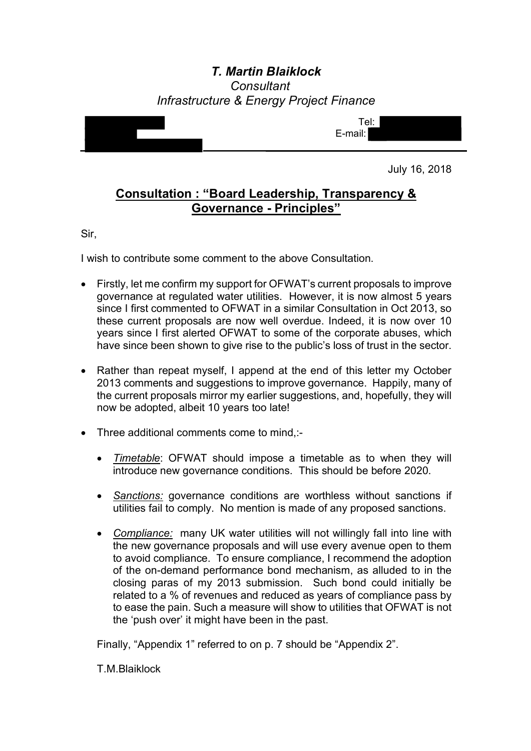# *T. Martin Blaiklock*

*Consultant*

*Infrastructure & Energy Project Finance*

Tel:
E-mail:

July 16, 2018

## Consultation : "Board Leadership, Transparency & Governance - Principles"

Sir,

I wish to contribute some comment to the above Consultation.

- Firstly, let me confirm my support for OFWAT's current proposals to improve governance at regulated water utilities. However, it is now almost 5 years since I first commented to OFWAT in a similar Consultation in Oct 2013, so these current proposals are now well overdue. Indeed, it is now over 10 years since I first alerted OFWAT to some of the corporate abuses, which have since been shown to give rise to the public's loss of trust in the sector.
- Rather than repeat myself, I append at the end of this letter my October 2013 comments and suggestions to improve governance. Happily, many of the current proposals mirror my earlier suggestions, and, hopefully, they will now be adopted, albeit 10 years too late!
- Three additional comments come to mind,:-
  - ***Timetable***: OFWAT should impose a timetable as to when they will introduce new governance conditions. This should be before 2020.
  - ***Sanctions:*** governance conditions are worthless without sanctions if utilities fail to comply. No mention is made of any proposed sanctions.
  - ***Compliance:*** many UK water utilities will not willingly fall into line with the new governance proposals and will use every avenue open to them to avoid compliance. To ensure compliance, I recommend the adoption of the on-demand performance bond mechanism, as alluded to in the closing paras of my 2013 submission. Such bond could initially be related to a % of revenues and reduced as years of compliance pass by to ease the pain. Such a measure will show to utilities that OFWAT is not the 'push over' it might have been in the past.

  Finally, "Appendix 1" referred to on p. 7 should be "Appendix 2".

  T.M.Blaiklock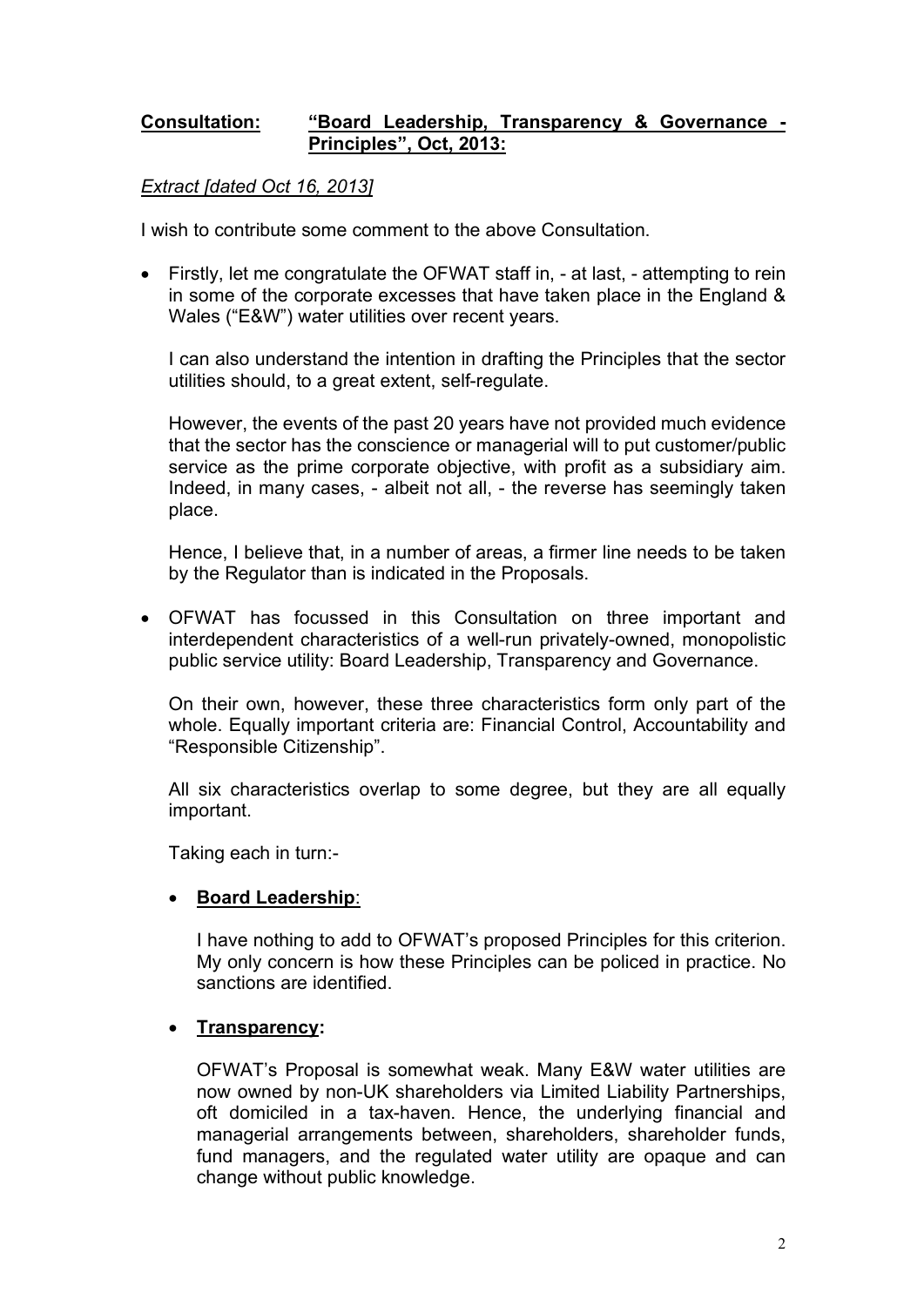**<u>Consultation:</u>** **<u>"Board Leadership, Transparency & Governance - Principles", Oct, 2013:</u>**

*<u>Extract [dated Oct 16, 2013]</u>*

I wish to contribute some comment to the above Consultation.

- Firstly, let me congratulate the OFWAT staff in, - at last, - attempting to rein in some of the corporate excesses that have taken place in the England & Wales ("E&W") water utilities over recent years.

  I can also understand the intention in drafting the Principles that the sector utilities should, to a great extent, self-regulate.

  However, the events of the past 20 years have not provided much evidence that the sector has the conscience or managerial will to put customer/public service as the prime corporate objective, with profit as a subsidiary aim. Indeed, in many cases, - albeit not all, - the reverse has seemingly taken place.

  Hence, I believe that, in a number of areas, a firmer line needs to be taken by the Regulator than is indicated in the Proposals.

- OFWAT has focussed in this Consultation on three important and interdependent characteristics of a well-run privately-owned, monopolistic public service utility: Board Leadership, Transparency and Governance.

  On their own, however, these three characteristics form only part of the whole. Equally important criteria are: Financial Control, Accountability and "Responsible Citizenship".

  All six characteristics overlap to some degree, but they are all equally important.

  Taking each in turn:-

  - **<u>Board Leadership</u>**:

    I have nothing to add to OFWAT's proposed Principles for this criterion. My only concern is how these Principles can be policed in practice. No sanctions are identified.

  - **<u>Transparency</u>:**

    OFWAT's Proposal is somewhat weak. Many E&W water utilities are now owned by non-UK shareholders via Limited Liability Partnerships, oft domiciled in a tax-haven. Hence, the underlying financial and managerial arrangements between, shareholders, shareholder funds, fund managers, and the regulated water utility are opaque and can change without public knowledge.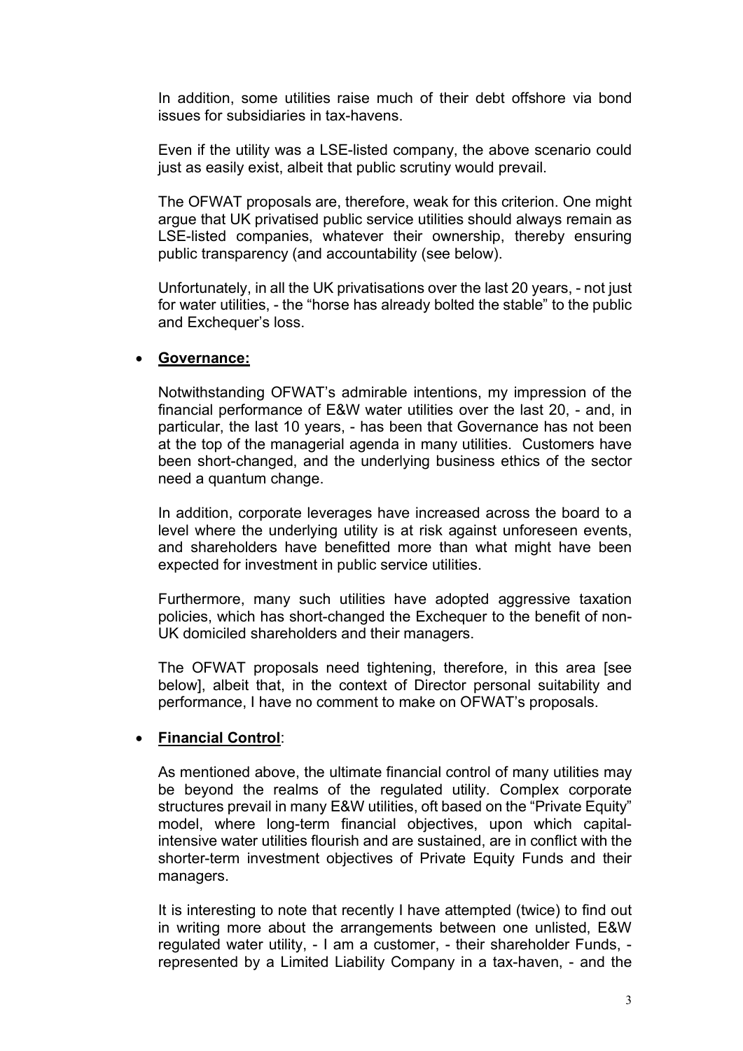In addition, some utilities raise much of their debt offshore via bond issues for subsidiaries in tax-havens.

Even if the utility was a LSE-listed company, the above scenario could just as easily exist, albeit that public scrutiny would prevail.

The OFWAT proposals are, therefore, weak for this criterion. One might argue that UK privatised public service utilities should always remain as LSE-listed companies, whatever their ownership, thereby ensuring public transparency (and accountability (see below).

Unfortunately, in all the UK privatisations over the last 20 years, - not just for water utilities, - the "horse has already bolted the stable" to the public and Exchequer's loss.

- **Governance:**

  Notwithstanding OFWAT's admirable intentions, my impression of the financial performance of E&W water utilities over the last 20, - and, in particular, the last 10 years, - has been that Governance has not been at the top of the managerial agenda in many utilities. Customers have been short-changed, and the underlying business ethics of the sector need a quantum change.

  In addition, corporate leverages have increased across the board to a level where the underlying utility is at risk against unforeseen events, and shareholders have benefitted more than what might have been expected for investment in public service utilities.

  Furthermore, many such utilities have adopted aggressive taxation policies, which has short-changed the Exchequer to the benefit of non-UK domiciled shareholders and their managers.

  The OFWAT proposals need tightening, therefore, in this area [see below], albeit that, in the context of Director personal suitability and performance, I have no comment to make on OFWAT's proposals.

- **Financial Control**:

  As mentioned above, the ultimate financial control of many utilities may be beyond the realms of the regulated utility. Complex corporate structures prevail in many E&W utilities, oft based on the "Private Equity" model, where long-term financial objectives, upon which capital-intensive water utilities flourish and are sustained, are in conflict with the shorter-term investment objectives of Private Equity Funds and their managers.

  It is interesting to note that recently I have attempted (twice) to find out in writing more about the arrangements between one unlisted, E&W regulated water utility, - I am a customer, - their shareholder Funds, - represented by a Limited Liability Company in a tax-haven, - and the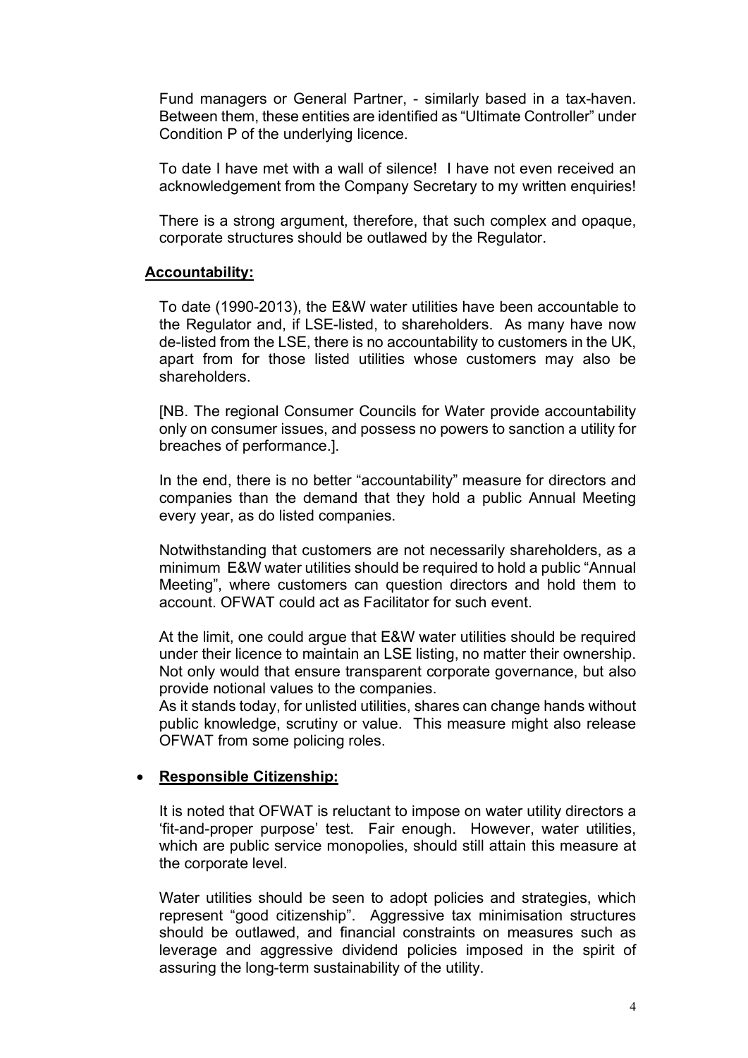Fund managers or General Partner, - similarly based in a tax-haven. Between them, these entities are identified as "Ultimate Controller" under Condition P of the underlying licence.

To date I have met with a wall of silence! I have not even received an acknowledgement from the Company Secretary to my written enquiries!

There is a strong argument, therefore, that such complex and opaque, corporate structures should be outlawed by the Regulator.

**Accountability:**

To date (1990-2013), the E&W water utilities have been accountable to the Regulator and, if LSE-listed, to shareholders. As many have now de-listed from the LSE, there is no accountability to customers in the UK, apart from for those listed utilities whose customers may also be shareholders.

[NB. The regional Consumer Councils for Water provide accountability only on consumer issues, and possess no powers to sanction a utility for breaches of performance.].

In the end, there is no better "accountability" measure for directors and companies than the demand that they hold a public Annual Meeting every year, as do listed companies.

Notwithstanding that customers are not necessarily shareholders, as a minimum E&W water utilities should be required to hold a public "Annual Meeting", where customers can question directors and hold them to account. OFWAT could act as Facilitator for such event.

At the limit, one could argue that E&W water utilities should be required under their licence to maintain an LSE listing, no matter their ownership. Not only would that ensure transparent corporate governance, but also provide notional values to the companies.
As it stands today, for unlisted utilities, shares can change hands without public knowledge, scrutiny or value. This measure might also release OFWAT from some policing roles.

- **Responsible Citizenship:**

It is noted that OFWAT is reluctant to impose on water utility directors a 'fit-and-proper purpose' test. Fair enough. However, water utilities, which are public service monopolies, should still attain this measure at the corporate level.

Water utilities should be seen to adopt policies and strategies, which represent "good citizenship". Aggressive tax minimisation structures should be outlawed, and financial constraints on measures such as leverage and aggressive dividend policies imposed in the spirit of assuring the long-term sustainability of the utility.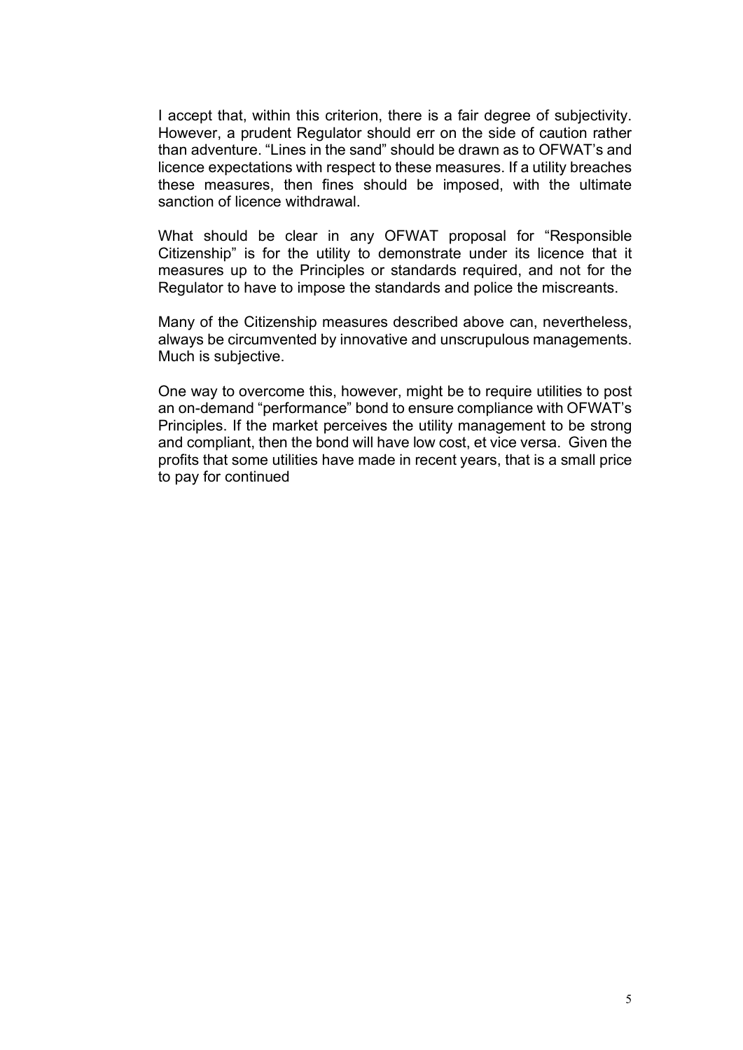I accept that, within this criterion, there is a fair degree of subjectivity. However, a prudent Regulator should err on the side of caution rather than adventure. "Lines in the sand" should be drawn as to OFWAT's and licence expectations with respect to these measures. If a utility breaches these measures, then fines should be imposed, with the ultimate sanction of licence withdrawal.

What should be clear in any OFWAT proposal for "Responsible Citizenship" is for the utility to demonstrate under its licence that it measures up to the Principles or standards required, and not for the Regulator to have to impose the standards and police the miscreants.

Many of the Citizenship measures described above can, nevertheless, always be circumvented by innovative and unscrupulous managements. Much is subjective.

One way to overcome this, however, might be to require utilities to post an on-demand "performance" bond to ensure compliance with OFWAT's Principles. If the market perceives the utility management to be strong and compliant, then the bond will have low cost, et vice versa. Given the profits that some utilities have made in recent years, that is a small price to pay for continued